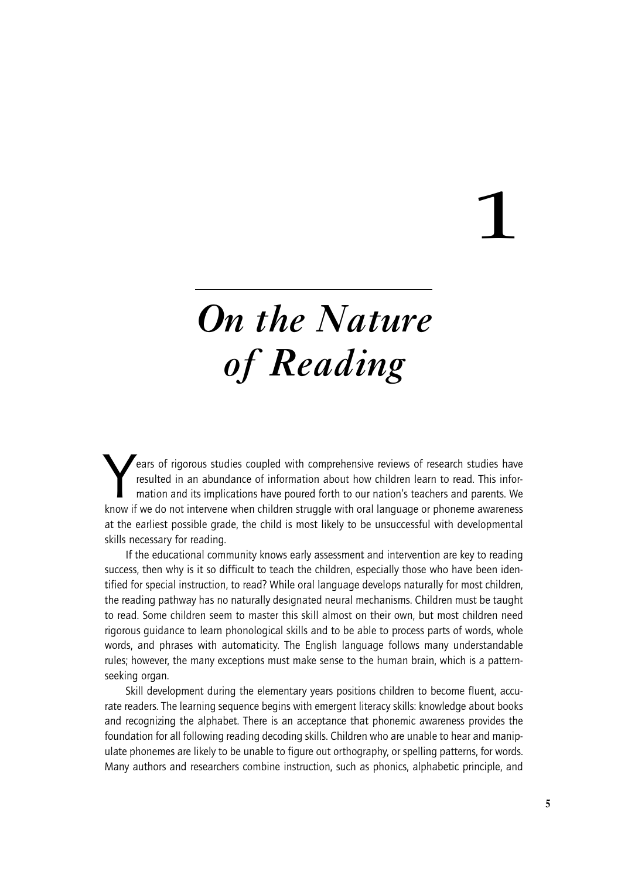# 1

# *On the Nature of Reading*

Years of rigorous studies coupled with comprehensive reviews of research studies have resulted in an abundance of information about how children learn to read. This information and its implications have poured forth to our nation's teachers and parents. We know if we do not intervene when children struggle with oral language or phoneme awareness at the earliest possible grade, the child is most likely to be unsuccessful with developmental skills necessary for reading.

If the educational community knows early assessment and intervention are key to reading success, then why is it so difficult to teach the children, especially those who have been identified for special instruction, to read? While oral language develops naturally for most children, the reading pathway has no naturally designated neural mechanisms. Children must be taught to read. Some children seem to master this skill almost on their own, but most children need rigorous guidance to learn phonological skills and to be able to process parts of words, whole words, and phrases with automaticity. The English language follows many understandable rules; however, the many exceptions must make sense to the human brain, which is a pattern-seeking organ.

Skill development during the elementary years positions children to become fluent, accurate readers. The learning sequence begins with emergent literacy skills: knowledge about books and recognizing the alphabet. There is an acceptance that phonemic awareness provides the foundation for all following reading decoding skills. Children who are unable to hear and manipulate phonemes are likely to be unable to figure out orthography, or spelling patterns, for words. Many authors and researchers combine instruction, such as phonics, alphabetic principle, and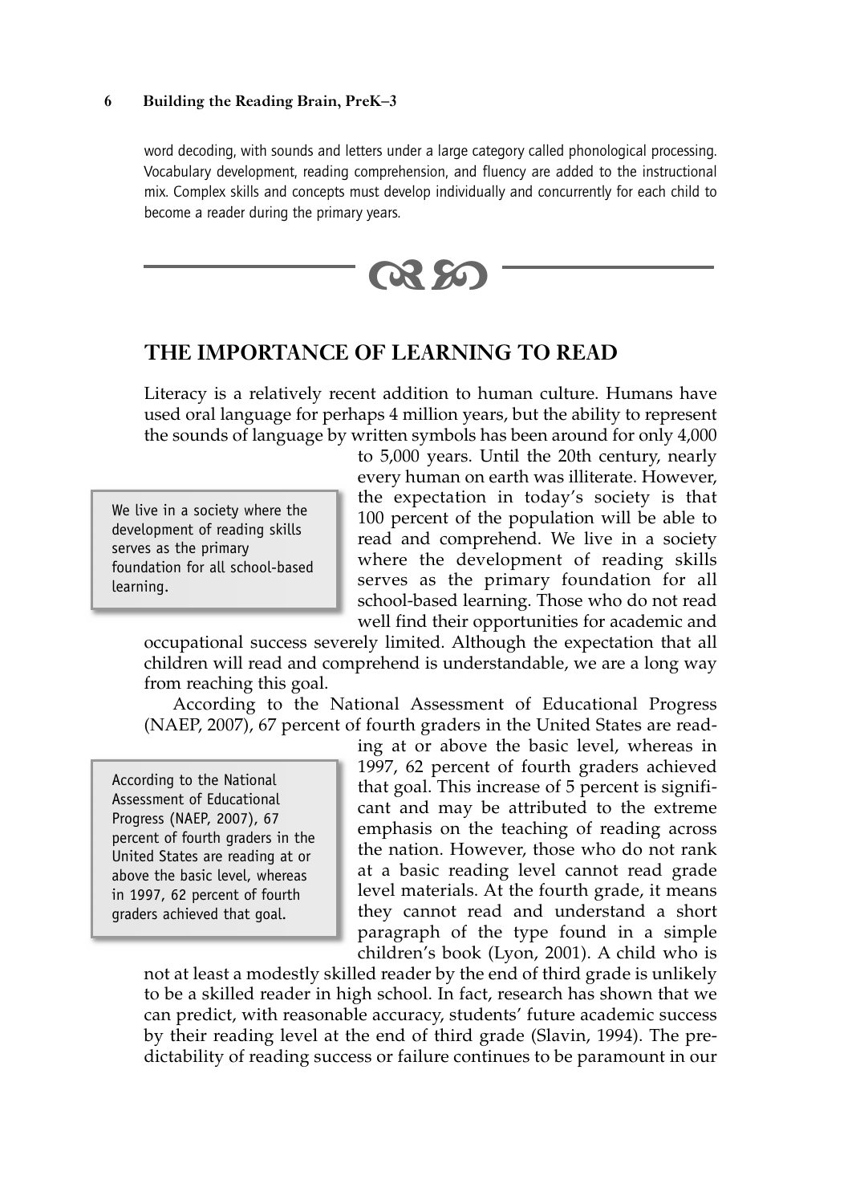word decoding, with sounds and letters under a large category called phonological processing. Vocabulary development, reading comprehension, and fluency are added to the instructional mix. Complex skills and concepts must develop individually and concurrently for each child to become a reader during the primary years.

## THE IMPORTANCE OF LEARNING TO READ

Literacy is a relatively recent addition to human culture. Humans have used oral language for perhaps 4 million years, but the ability to represent the sounds of language by written symbols has been around for only 4,000 to 5,000 years. Until the 20th century, nearly every human on earth was illiterate. However, the expectation in today's society is that 100 percent of the population will be able to read and comprehend. We live in a society where the development of reading skills serves as the primary foundation for all school-based learning. Those who do not read well find their opportunities for academic and occupational success severely limited. Although the expectation that all children will read and comprehend is understandable, we are a long way from reaching this goal.

> We live in a society where the development of reading skills serves as the primary foundation for all school-based learning.

According to the National Assessment of Educational Progress (NAEP, 2007), 67 percent of fourth graders in the United States are reading at or above the basic level, whereas in 1997, 62 percent of fourth graders achieved that goal. This increase of 5 percent is significant and may be attributed to the extreme emphasis on the teaching of reading across the nation. However, those who do not rank at a basic reading level cannot read grade level materials. At the fourth grade, it means they cannot read and understand a short paragraph of the type found in a simple children's book (Lyon, 2001). A child who is not at least a modestly skilled reader by the end of third grade is unlikely to be a skilled reader in high school. In fact, research has shown that we can predict, with reasonable accuracy, students' future academic success by their reading level at the end of third grade (Slavin, 1994). The predictability of reading success or failure continues to be paramount in our

> According to the National Assessment of Educational Progress (NAEP, 2007), 67 percent of fourth graders in the United States are reading at or above the basic level, whereas in 1997, 62 percent of fourth graders achieved that goal.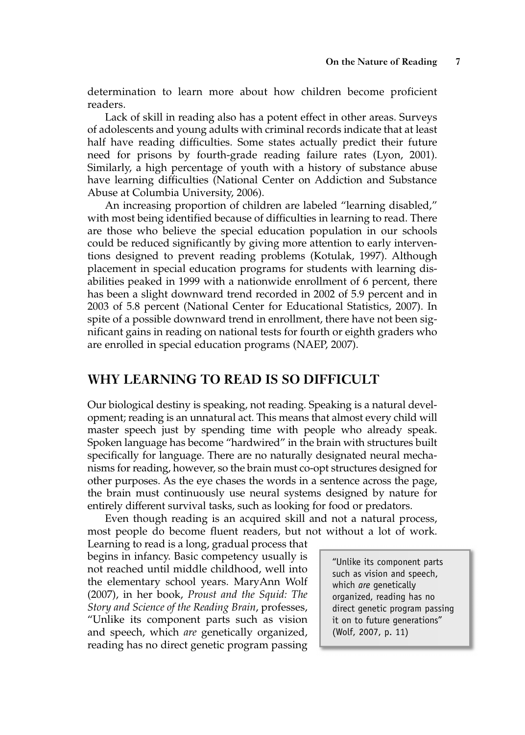determination to learn more about how children become proficient readers.

Lack of skill in reading also has a potent effect in other areas. Surveys of adolescents and young adults with criminal records indicate that at least half have reading difficulties. Some states actually predict their future need for prisons by fourth-grade reading failure rates (Lyon, 2001). Similarly, a high percentage of youth with a history of substance abuse have learning difficulties (National Center on Addiction and Substance Abuse at Columbia University, 2006).

An increasing proportion of children are labeled "learning disabled," with most being identified because of difficulties in learning to read. There are those who believe the special education population in our schools could be reduced significantly by giving more attention to early interventions designed to prevent reading problems (Kotulak, 1997). Although placement in special education programs for students with learning disabilities peaked in 1999 with a nationwide enrollment of 6 percent, there has been a slight downward trend recorded in 2002 of 5.9 percent and in 2003 of 5.8 percent (National Center for Educational Statistics, 2007). In spite of a possible downward trend in enrollment, there have not been significant gains in reading on national tests for fourth or eighth graders who are enrolled in special education programs (NAEP, 2007).

## WHY LEARNING TO READ IS SO DIFFICULT

Our biological destiny is speaking, not reading. Speaking is a natural development; reading is an unnatural act. This means that almost every child will master speech just by spending time with people who already speak. Spoken language has become "hardwired" in the brain with structures built specifically for language. There are no naturally designated neural mechanisms for reading, however, so the brain must co-opt structures designed for other purposes. As the eye chases the words in a sentence across the page, the brain must continuously use neural systems designed by nature for entirely different survival tasks, such as looking for food or predators.

Even though reading is an acquired skill and not a natural process, most people do become fluent readers, but not without a lot of work. Learning to read is a long, gradual process that begins in infancy. Basic competency usually is not reached until middle childhood, well into the elementary school years. MaryAnn Wolf (2007), in her book, *Proust and the Squid: The Story and Science of the Reading Brain*, professes, "Unlike its component parts such as vision and speech, which *are* genetically organized, reading has no direct genetic program passing

> "Unlike its component parts such as vision and speech, which *are* genetically organized, reading has no direct genetic program passing it on to future generations" (Wolf, 2007, p. 11)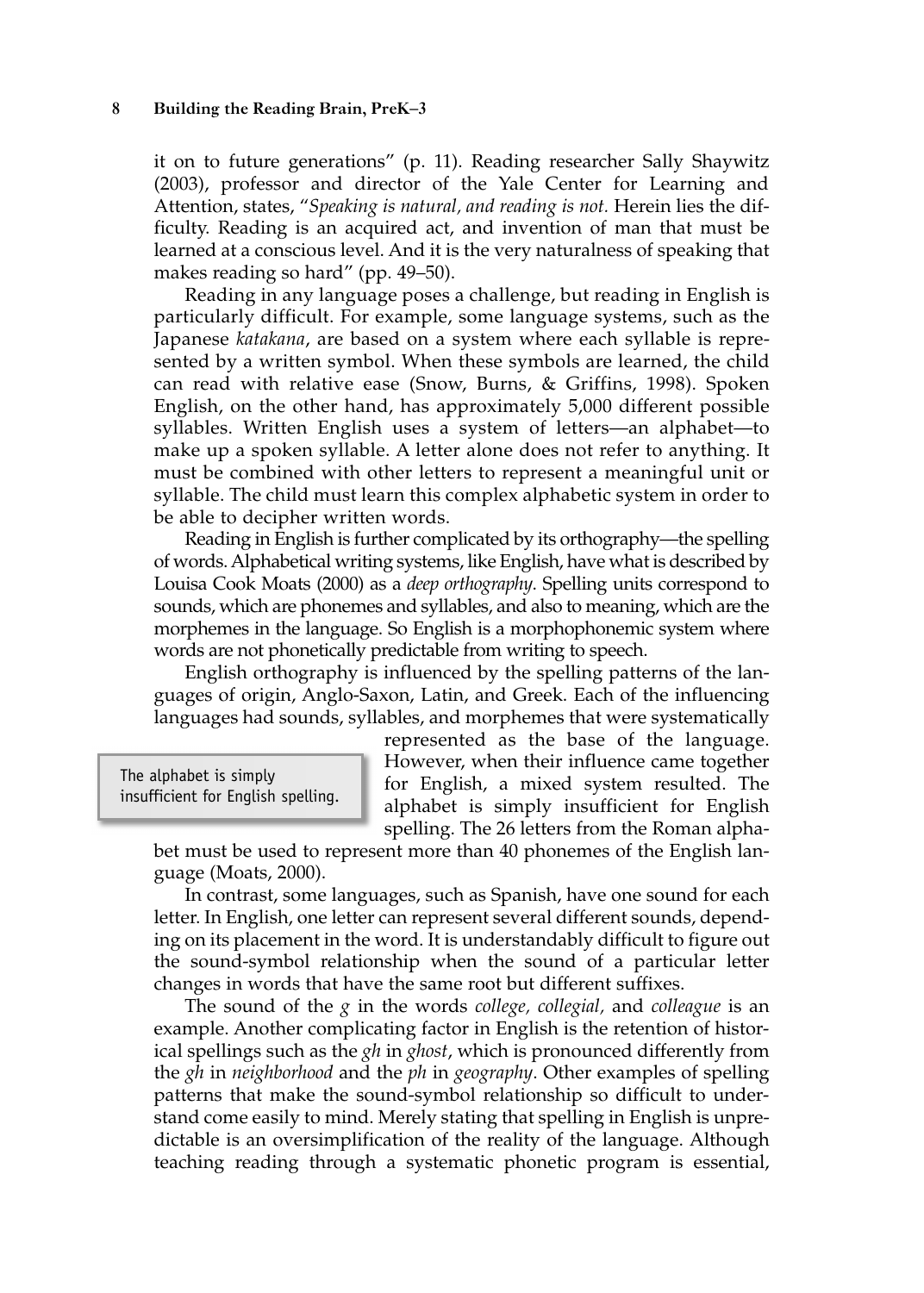it on to future generations" (p. 11). Reading researcher Sally Shaywitz (2003), professor and director of the Yale Center for Learning and Attention, states, "*Speaking is natural, and reading is not.* Herein lies the difficulty. Reading is an acquired act, and invention of man that must be learned at a conscious level. And it is the very naturalness of speaking that makes reading so hard" (pp. 49–50).

Reading in any language poses a challenge, but reading in English is particularly difficult. For example, some language systems, such as the Japanese *katakana*, are based on a system where each syllable is represented by a written symbol. When these symbols are learned, the child can read with relative ease (Snow, Burns, & Griffins, 1998). Spoken English, on the other hand, has approximately 5,000 different possible syllables. Written English uses a system of letters—an alphabet—to make up a spoken syllable. A letter alone does not refer to anything. It must be combined with other letters to represent a meaningful unit or syllable. The child must learn this complex alphabetic system in order to be able to decipher written words.

Reading in English is further complicated by its orthography—the spelling of words. Alphabetical writing systems, like English, have what is described by Louisa Cook Moats (2000) as a *deep orthography*. Spelling units correspond to sounds, which are phonemes and syllables, and also to meaning, which are the morphemes in the language. So English is a morphophonemic system where words are not phonetically predictable from writing to speech.

English orthography is influenced by the spelling patterns of the languages of origin, Anglo-Saxon, Latin, and Greek. Each of the influencing languages had sounds, syllables, and morphemes that were systematically represented as the base of the language. However, when their influence came together for English, a mixed system resulted. The alphabet is simply insufficient for English spelling. The 26 letters from the Roman alphabet must be used to represent more than 40 phonemes of the English language (Moats, 2000).

> The alphabet is simply insufficient for English spelling.

In contrast, some languages, such as Spanish, have one sound for each letter. In English, one letter can represent several different sounds, depending on its placement in the word. It is understandably difficult to figure out the sound-symbol relationship when the sound of a particular letter changes in words that have the same root but different suffixes.

The sound of the *g* in the words *college, collegial,* and *colleague* is an example. Another complicating factor in English is the retention of historical spellings such as the *gh* in *ghost*, which is pronounced differently from the *gh* in *neighborhood* and the *ph* in *geography*. Other examples of spelling patterns that make the sound-symbol relationship so difficult to understand come easily to mind. Merely stating that spelling in English is unpredictable is an oversimplification of the reality of the language. Although teaching reading through a systematic phonetic program is essential,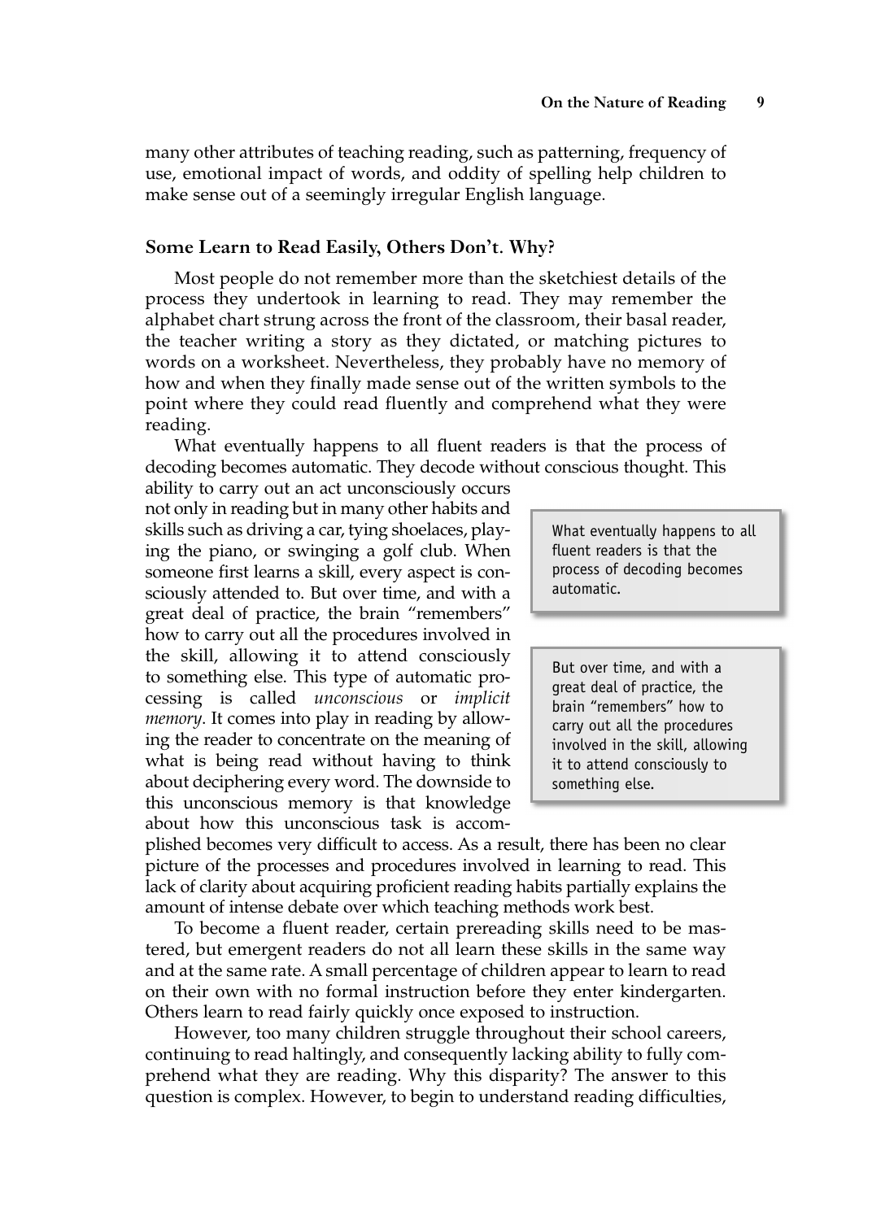many other attributes of teaching reading, such as patterning, frequency of use, emotional impact of words, and oddity of spelling help children to make sense out of a seemingly irregular English language.

### Some Learn to Read Easily, Others Don't. Why?

Most people do not remember more than the sketchiest details of the process they undertook in learning to read. They may remember the alphabet chart strung across the front of the classroom, their basal reader, the teacher writing a story as they dictated, or matching pictures to words on a worksheet. Nevertheless, they probably have no memory of how and when they finally made sense out of the written symbols to the point where they could read fluently and comprehend what they were reading.

What eventually happens to all fluent readers is that the process of decoding becomes automatic. They decode without conscious thought. This ability to carry out an act unconsciously occurs not only in reading but in many other habits and skills such as driving a car, tying shoelaces, playing the piano, or swinging a golf club. When someone first learns a skill, every aspect is consciously attended to. But over time, and with a great deal of practice, the brain "remembers" how to carry out all the procedures involved in the skill, allowing it to attend consciously to something else. This type of automatic processing is called *unconscious* or *implicit memory*. It comes into play in reading by allowing the reader to concentrate on the meaning of what is being read without having to think about deciphering every word. The downside to this unconscious memory is that knowledge about how this unconscious task is accomplished becomes very difficult to access. As a result, there has been no clear picture of the processes and procedures involved in learning to read. This lack of clarity about acquiring proficient reading habits partially explains the amount of intense debate over which teaching methods work best.

> What eventually happens to all fluent readers is that the process of decoding becomes automatic.

> But over time, and with a great deal of practice, the brain "remembers" how to carry out all the procedures involved in the skill, allowing it to attend consciously to something else.

To become a fluent reader, certain prereading skills need to be mastered, but emergent readers do not all learn these skills in the same way and at the same rate. A small percentage of children appear to learn to read on their own with no formal instruction before they enter kindergarten. Others learn to read fairly quickly once exposed to instruction.

However, too many children struggle throughout their school careers, continuing to read haltingly, and consequently lacking ability to fully comprehend what they are reading. Why this disparity? The answer to this question is complex. However, to begin to understand reading difficulties,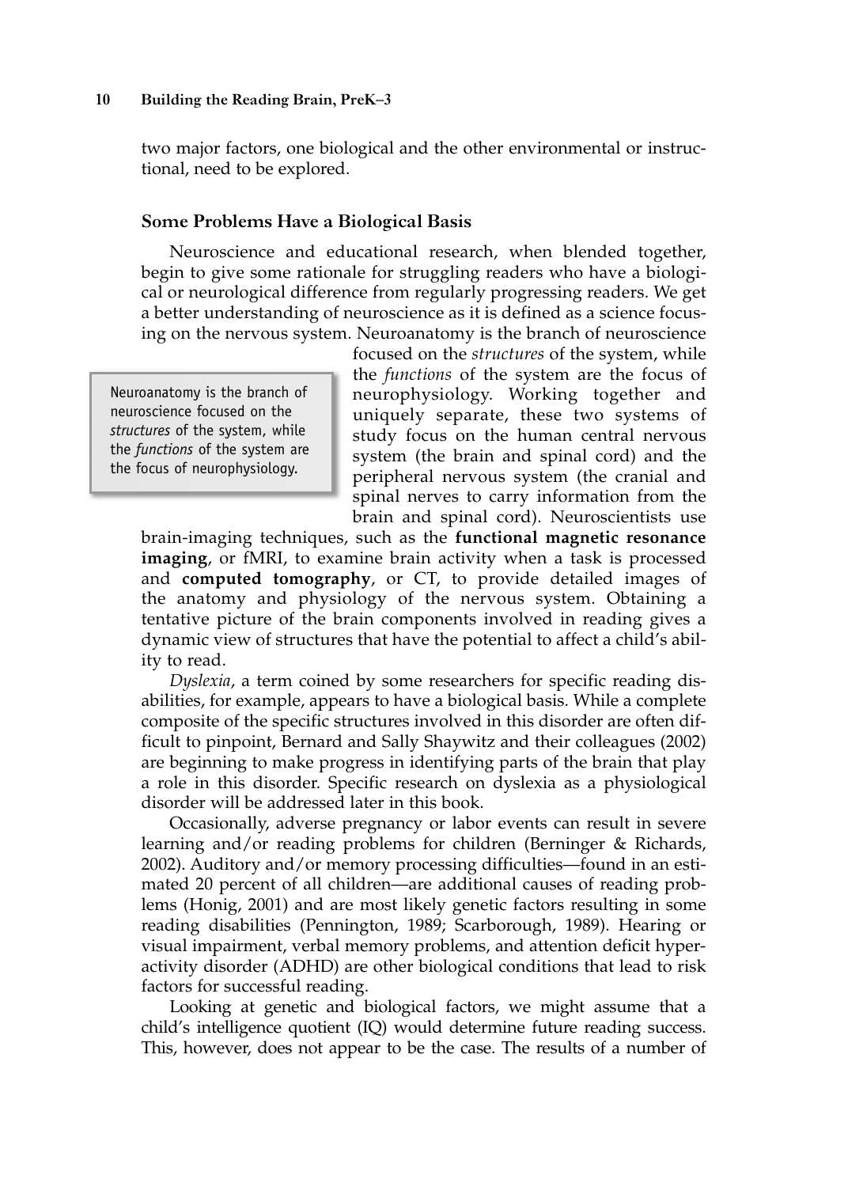two major factors, one biological and the other environmental or instructional, need to be explored.

### Some Problems Have a Biological Basis

Neuroscience and educational research, when blended together, begin to give some rationale for struggling readers who have a biological or neurological difference from regularly progressing readers. We get a better understanding of neuroscience as it is defined as a science focusing on the nervous system. Neuroanatomy is the branch of neuroscience focused on the *structures* of the system, while the *functions* of the system are the focus of neurophysiology. Working together and uniquely separate, these two systems of study focus on the human central nervous system (the brain and spinal cord) and the peripheral nervous system (the cranial and spinal nerves to carry information from the brain and spinal cord). Neuroscientists use brain-imaging techniques, such as the **functional magnetic resonance imaging**, or fMRI, to examine brain activity when a task is processed and **computed tomography**, or CT, to provide detailed images of the anatomy and physiology of the nervous system. Obtaining a tentative picture of the brain components involved in reading gives a dynamic view of structures that have the potential to affect a child's ability to read.

> Neuroanatomy is the branch of neuroscience focused on the *structures* of the system, while the *functions* of the system are the focus of neurophysiology.

*Dyslexia*, a term coined by some researchers for specific reading disabilities, for example, appears to have a biological basis. While a complete composite of the specific structures involved in this disorder are often difficult to pinpoint, Bernard and Sally Shaywitz and their colleagues (2002) are beginning to make progress in identifying parts of the brain that play a role in this disorder. Specific research on dyslexia as a physiological disorder will be addressed later in this book.

Occasionally, adverse pregnancy or labor events can result in severe learning and/or reading problems for children (Berninger & Richards, 2002). Auditory and/or memory processing difficulties—found in an estimated 20 percent of all children—are additional causes of reading problems (Honig, 2001) and are most likely genetic factors resulting in some reading disabilities (Pennington, 1989; Scarborough, 1989). Hearing or visual impairment, verbal memory problems, and attention deficit hyperactivity disorder (ADHD) are other biological conditions that lead to risk factors for successful reading.

Looking at genetic and biological factors, we might assume that a child's intelligence quotient (IQ) would determine future reading success. This, however, does not appear to be the case. The results of a number of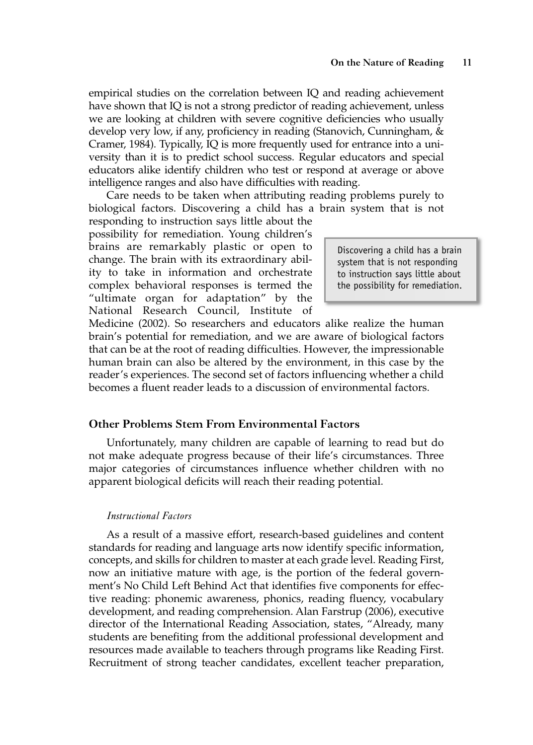empirical studies on the correlation between IQ and reading achievement have shown that IQ is not a strong predictor of reading achievement, unless we are looking at children with severe cognitive deficiencies who usually develop very low, if any, proficiency in reading (Stanovich, Cunningham, & Cramer, 1984). Typically, IQ is more frequently used for entrance into a university than it is to predict school success. Regular educators and special educators alike identify children who test or respond at average or above intelligence ranges and also have difficulties with reading.

Care needs to be taken when attributing reading problems purely to biological factors. Discovering a child has a brain system that is not responding to instruction says little about the possibility for remediation. Young children's brains are remarkably plastic or open to change. The brain with its extraordinary ability to take in information and orchestrate complex behavioral responses is termed the "ultimate organ for adaptation" by the National Research Council, Institute of Medicine (2002). So researchers and educators alike realize the human brain's potential for remediation, and we are aware of biological factors that can be at the root of reading difficulties. However, the impressionable human brain can also be altered by the environment, in this case by the reader's experiences. The second set of factors influencing whether a child becomes a fluent reader leads to a discussion of environmental factors.

> Discovering a child has a brain system that is not responding to instruction says little about the possibility for remediation.

## Other Problems Stem From Environmental Factors

Unfortunately, many children are capable of learning to read but do not make adequate progress because of their life's circumstances. Three major categories of circumstances influence whether children with no apparent biological deficits will reach their reading potential.

### *Instructional Factors*

As a result of a massive effort, research-based guidelines and content standards for reading and language arts now identify specific information, concepts, and skills for children to master at each grade level. Reading First, now an initiative mature with age, is the portion of the federal government's No Child Left Behind Act that identifies five components for effective reading: phonemic awareness, phonics, reading fluency, vocabulary development, and reading comprehension. Alan Farstrup (2006), executive director of the International Reading Association, states, "Already, many students are benefiting from the additional professional development and resources made available to teachers through programs like Reading First. Recruitment of strong teacher candidates, excellent teacher preparation,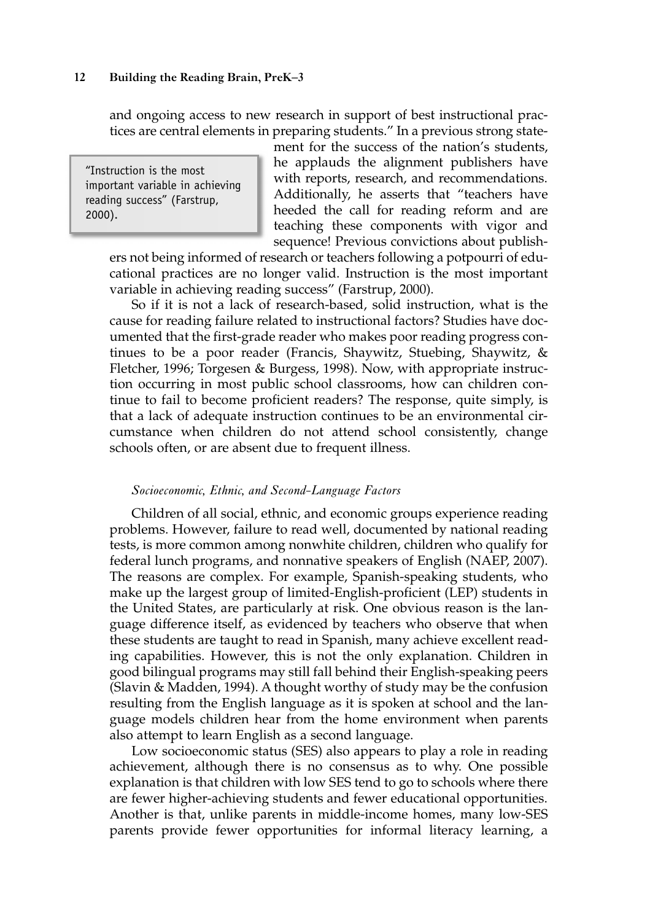and ongoing access to new research in support of best instructional practices are central elements in preparing students." In a previous strong statement for the success of the nation's students, he applauds the alignment publishers have with reports, research, and recommendations. Additionally, he asserts that "teachers have heeded the call for reading reform and are teaching these components with vigor and sequence! Previous convictions about publishers not being informed of research or teachers following a potpourri of educational practices are no longer valid. Instruction is the most important variable in achieving reading success" (Farstrup, 2000).

> "Instruction is the most important variable in achieving reading success" (Farstrup, 2000).

So if it is not a lack of research-based, solid instruction, what is the cause for reading failure related to instructional factors? Studies have documented that the first-grade reader who makes poor reading progress continues to be a poor reader (Francis, Shaywitz, Stuebing, Shaywitz, & Fletcher, 1996; Torgesen & Burgess, 1998). Now, with appropriate instruction occurring in most public school classrooms, how can children continue to fail to become proficient readers? The response, quite simply, is that a lack of adequate instruction continues to be an environmental circumstance when children do not attend school consistently, change schools often, or are absent due to frequent illness.

#### *Socioeconomic, Ethnic, and Second-Language Factors*

Children of all social, ethnic, and economic groups experience reading problems. However, failure to read well, documented by national reading tests, is more common among nonwhite children, children who qualify for federal lunch programs, and nonnative speakers of English (NAEP, 2007). The reasons are complex. For example, Spanish-speaking students, who make up the largest group of limited-English-proficient (LEP) students in the United States, are particularly at risk. One obvious reason is the language difference itself, as evidenced by teachers who observe that when these students are taught to read in Spanish, many achieve excellent reading capabilities. However, this is not the only explanation. Children in good bilingual programs may still fall behind their English-speaking peers (Slavin & Madden, 1994). A thought worthy of study may be the confusion resulting from the English language as it is spoken at school and the language models children hear from the home environment when parents also attempt to learn English as a second language.

Low socioeconomic status (SES) also appears to play a role in reading achievement, although there is no consensus as to why. One possible explanation is that children with low SES tend to go to schools where there are fewer higher-achieving students and fewer educational opportunities. Another is that, unlike parents in middle-income homes, many low-SES parents provide fewer opportunities for informal literacy learning, a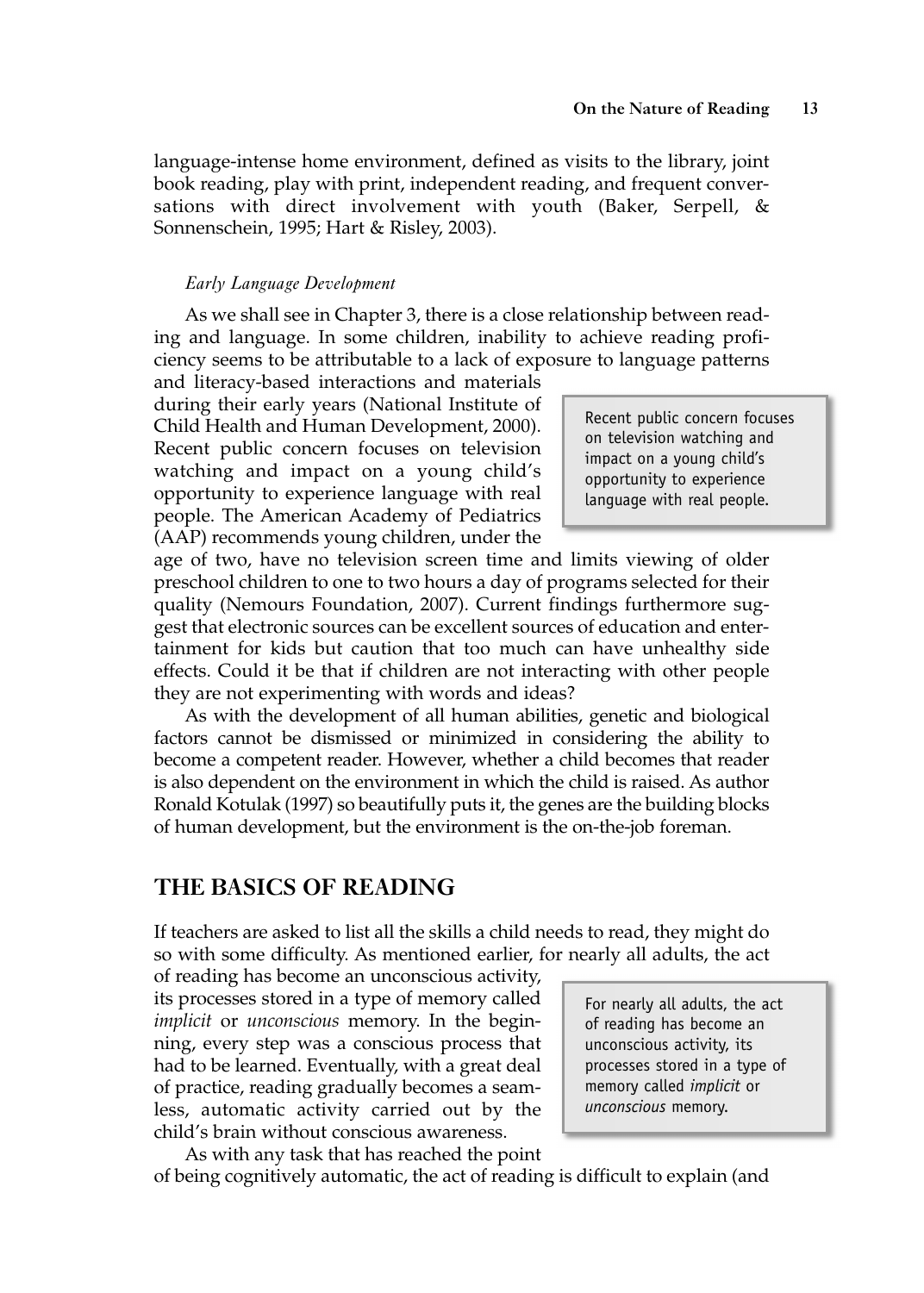language-intense home environment, defined as visits to the library, joint book reading, play with print, independent reading, and frequent conversations with direct involvement with youth (Baker, Serpell, & Sonnenschein, 1995; Hart & Risley, 2003).

*Early Language Development*

As we shall see in Chapter 3, there is a close relationship between reading and language. In some children, inability to achieve reading proficiency seems to be attributable to a lack of exposure to language patterns and literacy-based interactions and materials during their early years (National Institute of Child Health and Human Development, 2000). Recent public concern focuses on television watching and impact on a young child's opportunity to experience language with real people. The American Academy of Pediatrics (AAP) recommends young children, under the age of two, have no television screen time and limits viewing of older preschool children to one to two hours a day of programs selected for their quality (Nemours Foundation, 2007). Current findings furthermore suggest that electronic sources can be excellent sources of education and entertainment for kids but caution that too much can have unhealthy side effects. Could it be that if children are not interacting with other people they are not experimenting with words and ideas?

> Recent public concern focuses on television watching and impact on a young child's opportunity to experience language with real people.

As with the development of all human abilities, genetic and biological factors cannot be dismissed or minimized in considering the ability to become a competent reader. However, whether a child becomes that reader is also dependent on the environment in which the child is raised. As author Ronald Kotulak (1997) so beautifully puts it, the genes are the building blocks of human development, but the environment is the on-the-job foreman.

## THE BASICS OF READING

If teachers are asked to list all the skills a child needs to read, they might do so with some difficulty. As mentioned earlier, for nearly all adults, the act of reading has become an unconscious activity, its processes stored in a type of memory called *implicit* or *unconscious* memory. In the beginning, every step was a conscious process that had to be learned. Eventually, with a great deal of practice, reading gradually becomes a seamless, automatic activity carried out by the child's brain without conscious awareness.

> For nearly all adults, the act of reading has become an unconscious activity, its processes stored in a type of memory called *implicit* or *unconscious* memory.

As with any task that has reached the point of being cognitively automatic, the act of reading is difficult to explain (and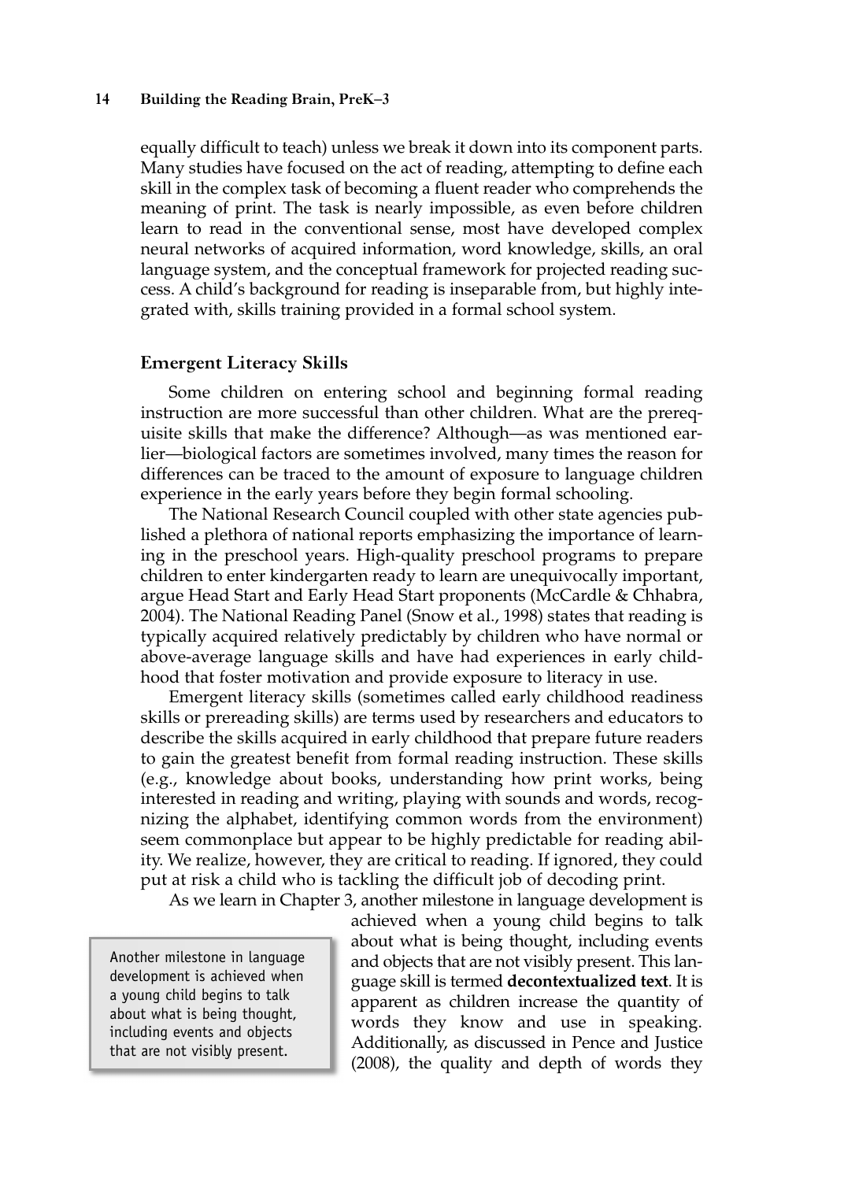equally difficult to teach) unless we break it down into its component parts. Many studies have focused on the act of reading, attempting to define each skill in the complex task of becoming a fluent reader who comprehends the meaning of print. The task is nearly impossible, as even before children learn to read in the conventional sense, most have developed complex neural networks of acquired information, word knowledge, skills, an oral language system, and the conceptual framework for projected reading success. A child's background for reading is inseparable from, but highly integrated with, skills training provided in a formal school system.

### Emergent Literacy Skills

Some children on entering school and beginning formal reading instruction are more successful than other children. What are the prerequisite skills that make the difference? Although—as was mentioned earlier—biological factors are sometimes involved, many times the reason for differences can be traced to the amount of exposure to language children experience in the early years before they begin formal schooling.

The National Research Council coupled with other state agencies published a plethora of national reports emphasizing the importance of learning in the preschool years. High-quality preschool programs to prepare children to enter kindergarten ready to learn are unequivocally important, argue Head Start and Early Head Start proponents (McCardle & Chhabra, 2004). The National Reading Panel (Snow et al., 1998) states that reading is typically acquired relatively predictably by children who have normal or above-average language skills and have had experiences in early childhood that foster motivation and provide exposure to literacy in use.

Emergent literacy skills (sometimes called early childhood readiness skills or prereading skills) are terms used by researchers and educators to describe the skills acquired in early childhood that prepare future readers to gain the greatest benefit from formal reading instruction. These skills (e.g., knowledge about books, understanding how print works, being interested in reading and writing, playing with sounds and words, recognizing the alphabet, identifying common words from the environment) seem commonplace but appear to be highly predictable for reading ability. We realize, however, they are critical to reading. If ignored, they could put at risk a child who is tackling the difficult job of decoding print.

> Another milestone in language development is achieved when a young child begins to talk about what is being thought, including events and objects that are not visibly present.

As we learn in Chapter 3, another milestone in language development is achieved when a young child begins to talk about what is being thought, including events and objects that are not visibly present. This language skill is termed **decontextualized text**. It is apparent as children increase the quantity of words they know and use in speaking. Additionally, as discussed in Pence and Justice (2008), the quality and depth of words they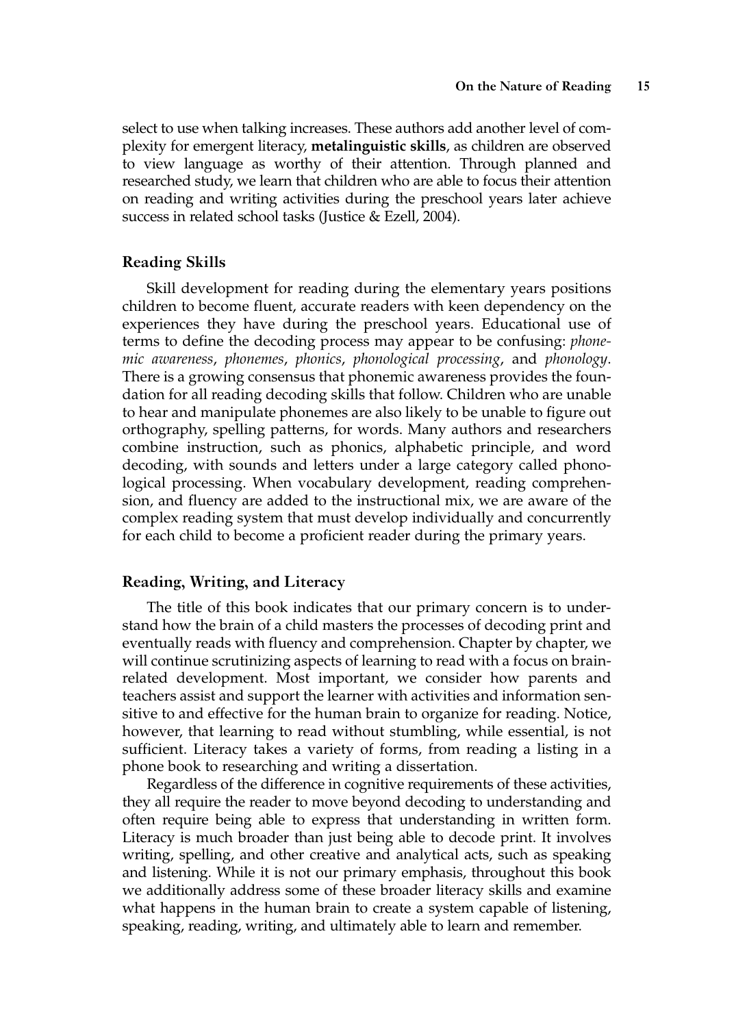select to use when talking increases. These authors add another level of complexity for emergent literacy, **metalinguistic skills**, as children are observed to view language as worthy of their attention. Through planned and researched study, we learn that children who are able to focus their attention on reading and writing activities during the preschool years later achieve success in related school tasks (Justice & Ezell, 2004).

### Reading Skills

Skill development for reading during the elementary years positions children to become fluent, accurate readers with keen dependency on the experiences they have during the preschool years. Educational use of terms to define the decoding process may appear to be confusing: *phonemic awareness*, *phonemes*, *phonics*, *phonological processing*, and *phonology*. There is a growing consensus that phonemic awareness provides the foundation for all reading decoding skills that follow. Children who are unable to hear and manipulate phonemes are also likely to be unable to figure out orthography, spelling patterns, for words. Many authors and researchers combine instruction, such as phonics, alphabetic principle, and word decoding, with sounds and letters under a large category called phonological processing. When vocabulary development, reading comprehension, and fluency are added to the instructional mix, we are aware of the complex reading system that must develop individually and concurrently for each child to become a proficient reader during the primary years.

### Reading, Writing, and Literacy

The title of this book indicates that our primary concern is to understand how the brain of a child masters the processes of decoding print and eventually reads with fluency and comprehension. Chapter by chapter, we will continue scrutinizing aspects of learning to read with a focus on brain-related development. Most important, we consider how parents and teachers assist and support the learner with activities and information sensitive to and effective for the human brain to organize for reading. Notice, however, that learning to read without stumbling, while essential, is not sufficient. Literacy takes a variety of forms, from reading a listing in a phone book to researching and writing a dissertation.

Regardless of the difference in cognitive requirements of these activities, they all require the reader to move beyond decoding to understanding and often require being able to express that understanding in written form. Literacy is much broader than just being able to decode print. It involves writing, spelling, and other creative and analytical acts, such as speaking and listening. While it is not our primary emphasis, throughout this book we additionally address some of these broader literacy skills and examine what happens in the human brain to create a system capable of listening, speaking, reading, writing, and ultimately able to learn and remember.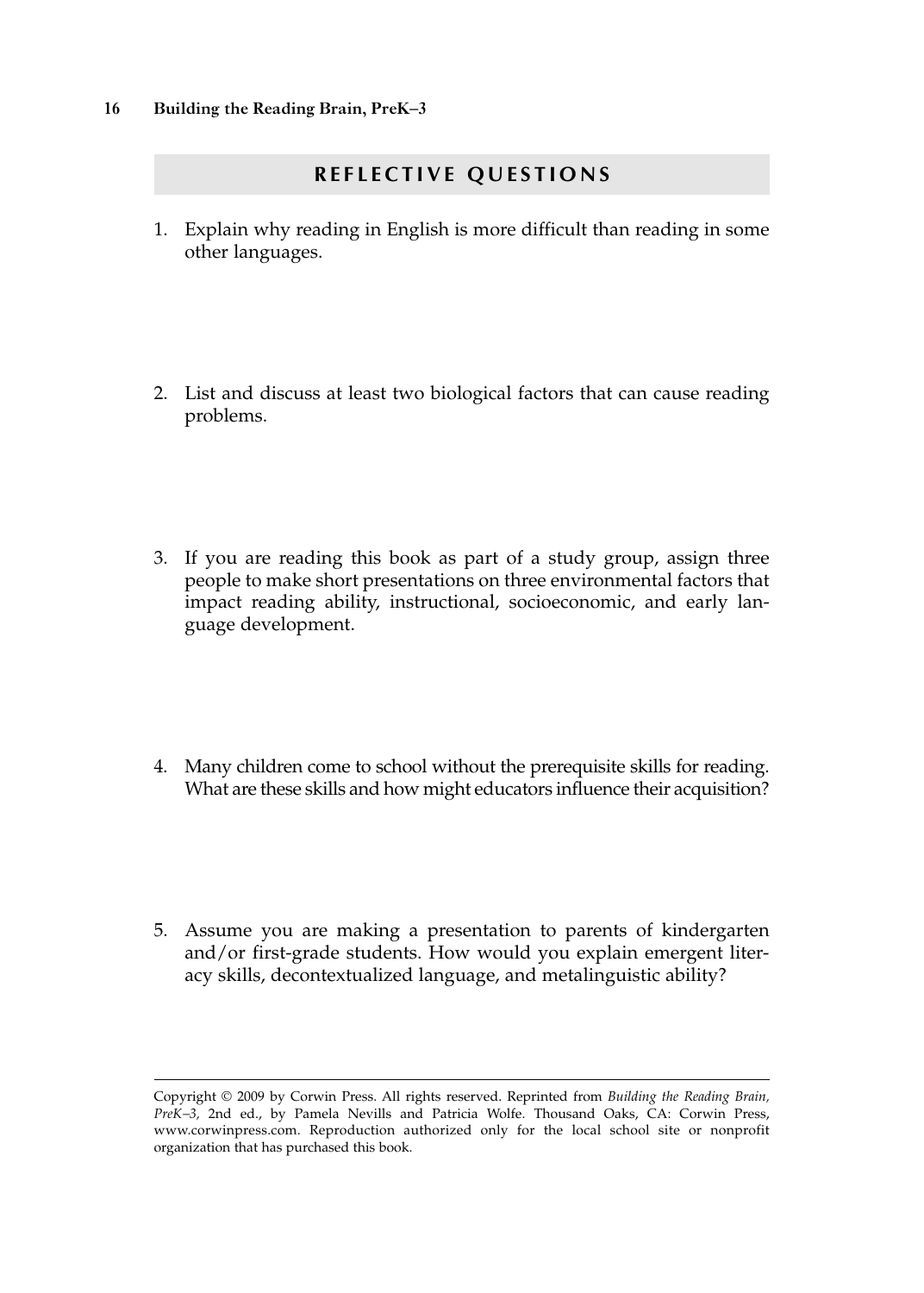## REFLECTIVE QUESTIONS

1. Explain why reading in English is more difficult than reading in some other languages.

2. List and discuss at least two biological factors that can cause reading problems.

3. If you are reading this book as part of a study group, assign three people to make short presentations on three environmental factors that impact reading ability, instructional, socioeconomic, and early language development.

4. Many children come to school without the prerequisite skills for reading. What are these skills and how might educators influence their acquisition?

5. Assume you are making a presentation to parents of kindergarten and/or first-grade students. How would you explain emergent literacy skills, decontextualized language, and metalinguistic ability?

---

Copyright © 2009 by Corwin Press. All rights reserved. Reprinted from *Building the Reading Brain, PreK–3,* 2nd ed., by Pamela Nevills and Patricia Wolfe. Thousand Oaks, CA: Corwin Press, www.corwinpress.com. Reproduction authorized only for the local school site or nonprofit organization that has purchased this book.